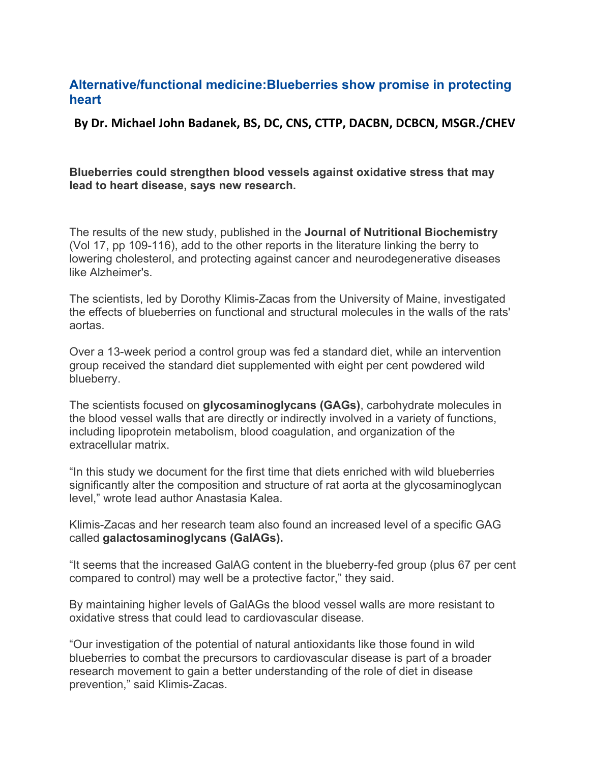# Alternative/functional medicine:Blueberries show promise in protecting heart

**By Dr. Michael John Badanek, BS, DC, CNS, CTTP, DACBN, DCBCN, MSGR./CHEV**

**Blueberries could strengthen blood vessels against oxidative stress that may lead to heart disease, says new research.**

The results of the new study, published in the **Journal of Nutritional Biochemistry** (Vol 17, pp 109-116), add to the other reports in the literature linking the berry to lowering cholesterol, and protecting against cancer and neurodegenerative diseases like Alzheimer's.

The scientists, led by Dorothy Klimis-Zacas from the University of Maine, investigated the effects of blueberries on functional and structural molecules in the walls of the rats' aortas.

Over a 13-week period a control group was fed a standard diet, while an intervention group received the standard diet supplemented with eight per cent powdered wild blueberry.

The scientists focused on **glycosaminoglycans (GAGs)**, carbohydrate molecules in the blood vessel walls that are directly or indirectly involved in a variety of functions, including lipoprotein metabolism, blood coagulation, and organization of the extracellular matrix.

“In this study we document for the first time that diets enriched with wild blueberries significantly alter the composition and structure of rat aorta at the glycosaminoglycan level,” wrote lead author Anastasia Kalea.

Klimis-Zacas and her research team also found an increased level of a specific GAG called **galactosaminoglycans (GalAGs).**

“It seems that the increased GalAG content in the blueberry-fed group (plus 67 per cent compared to control) may well be a protective factor,” they said.

By maintaining higher levels of GalAGs the blood vessel walls are more resistant to oxidative stress that could lead to cardiovascular disease.

“Our investigation of the potential of natural antioxidants like those found in wild blueberries to combat the precursors to cardiovascular disease is part of a broader research movement to gain a better understanding of the role of diet in disease prevention,” said Klimis-Zacas.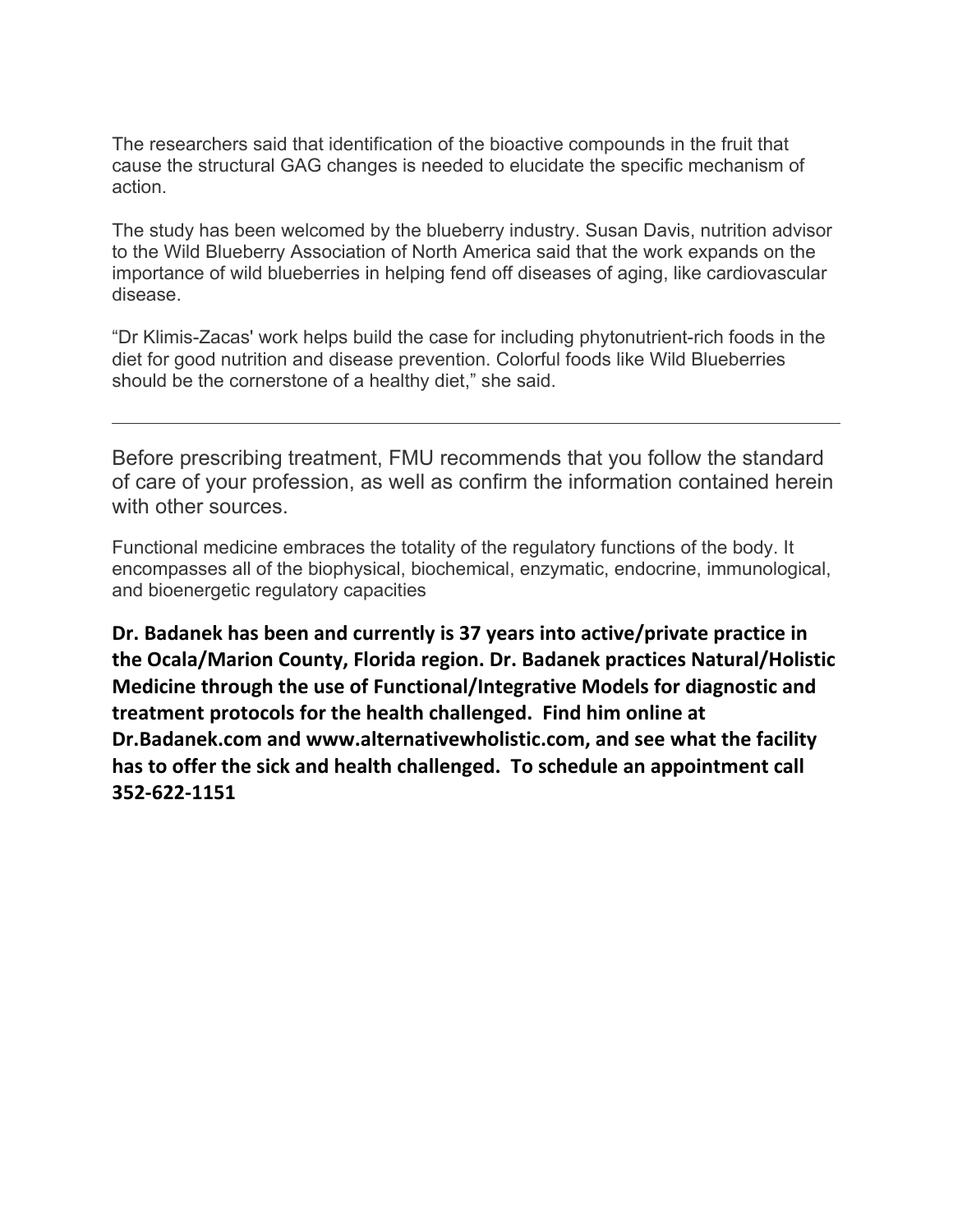The researchers said that identification of the bioactive compounds in the fruit that cause the structural GAG changes is needed to elucidate the specific mechanism of action.

The study has been welcomed by the blueberry industry. Susan Davis, nutrition advisor to the Wild Blueberry Association of North America said that the work expands on the importance of wild blueberries in helping fend off diseases of aging, like cardiovascular disease.

“Dr Klimis-Zacas' work helps build the case for including phytonutrient-rich foods in the diet for good nutrition and disease prevention. Colorful foods like Wild Blueberries should be the cornerstone of a healthy diet,” she said.

---

Before prescribing treatment, FMU recommends that you follow the standard of care of your profession, as well as confirm the information contained herein with other sources.

Functional medicine embraces the totality of the regulatory functions of the body. It encompasses all of the biophysical, biochemical, enzymatic, endocrine, immunological, and bioenergetic regulatory capacities

**Dr. Badanek has been and currently is 37 years into active/private practice in the Ocala/Marion County, Florida region. Dr. Badanek practices Natural/Holistic Medicine through the use of Functional/Integrative Models for diagnostic and treatment protocols for the health challenged. Find him online at Dr.Badanek.com and www.alternativewholistic.com, and see what the facility has to offer the sick and health challenged. To schedule an appointment call 352-622-1151**